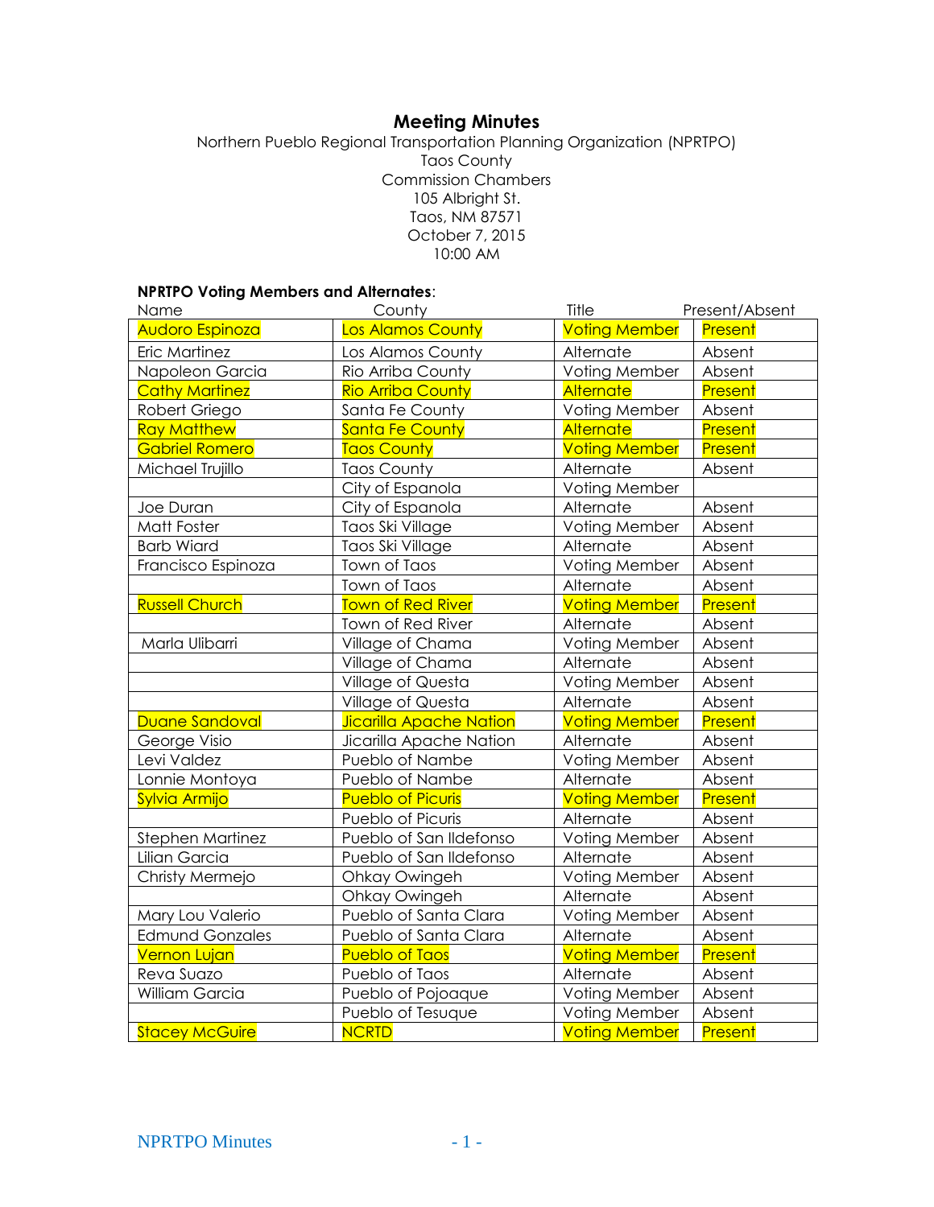# Meeting Minutes

Northern Pueblo Regional Transportation Planning Organization (NPRTPO)
Taos County
Commission Chambers
105 Albright St.
Taos, NM 87571
October 7, 2015
10:00 AM

**NPRTPO Voting Members and Alternates**:

| Name | County | Title | Present/Absent |
|---|---|---|---|
| Audoro Espinoza | Los Alamos County | Voting Member | Present |
| Eric Martinez | Los Alamos County | Alternate | Absent |
| Napoleon Garcia | Rio Arriba County | Voting Member | Absent |
| Cathy Martinez | Rio Arriba County | Alternate | Present |
| Robert Griego | Santa Fe County | Voting Member | Absent |
| Ray Matthew | Santa Fe County | Alternate | Present |
| Gabriel Romero | Taos County | Voting Member | Present |
| Michael Trujillo | Taos County | Alternate | Absent |
| | City of Espanola | Voting Member | |
| Joe Duran | City of Espanola | Alternate | Absent |
| Matt Foster | Taos Ski Village | Voting Member | Absent |
| Barb Wiard | Taos Ski Village | Alternate | Absent |
| Francisco Espinoza | Town of Taos | Voting Member | Absent |
| | Town of Taos | Alternate | Absent |
| Russell Church | Town of Red River | Voting Member | Present |
| | Town of Red River | Alternate | Absent |
| Marla Ulibarri | Village of Chama | Voting Member | Absent |
| | Village of Chama | Alternate | Absent |
| | Village of Questa | Voting Member | Absent |
| | Village of Questa | Alternate | Absent |
| Duane Sandoval | Jicarilla Apache Nation | Voting Member | Present |
| George Visio | Jicarilla Apache Nation | Alternate | Absent |
| Levi Valdez | Pueblo of Nambe | Voting Member | Absent |
| Lonnie Montoya | Pueblo of Nambe | Alternate | Absent |
| Sylvia Armijo | Pueblo of Picuris | Voting Member | Present |
| | Pueblo of Picuris | Alternate | Absent |
| Stephen Martinez | Pueblo of San Ildefonso | Voting Member | Absent |
| Lilian Garcia | Pueblo of San Ildefonso | Alternate | Absent |
| Christy Mermejo | Ohkay Owingeh | Voting Member | Absent |
| | Ohkay Owingeh | Alternate | Absent |
| Mary Lou Valerio | Pueblo of Santa Clara | Voting Member | Absent |
| Edmund Gonzales | Pueblo of Santa Clara | Alternate | Absent |
| Vernon Lujan | Pueblo of Taos | Voting Member | Present |
| Reva Suazo | Pueblo of Taos | Alternate | Absent |
| William Garcia | Pueblo of Pojoaque | Voting Member | Absent |
| | Pueblo of Tesuque | Voting Member | Absent |
| Stacey McGuire | NCRTD | Voting Member | Present |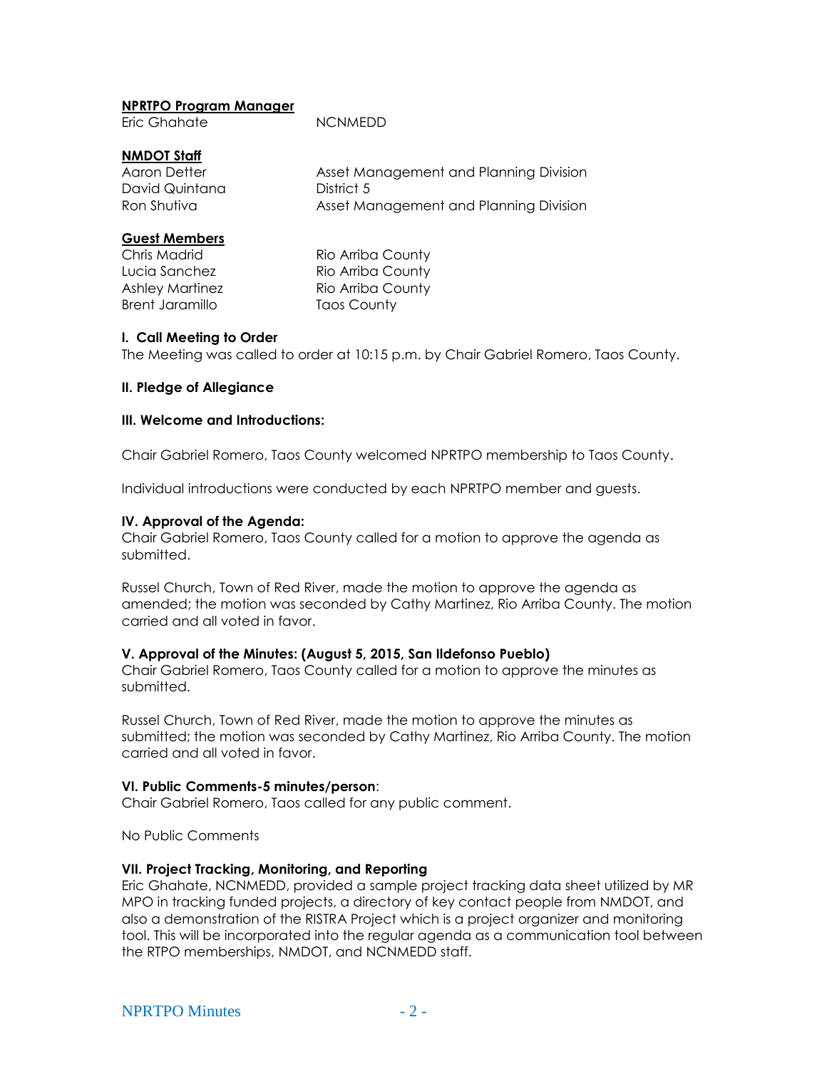**NPRTPO Program Manager**

| | |
|---|---|
| Eric Ghahate | NCNMEDD |

**NMDOT Staff**

| | |
|---|---|
| Aaron Detter | Asset Management and Planning Division |
| David Quintana | District 5 |
| Ron Shutiva | Asset Management and Planning Division |

**Guest Members**

| | |
|---|---|
| Chris Madrid | Rio Arriba County |
| Lucia Sanchez | Rio Arriba County |
| Ashley Martinez | Rio Arriba County |
| Brent Jaramillo | Taos County |

**I. Call Meeting to Order**

The Meeting was called to order at 10:15 p.m. by Chair Gabriel Romero, Taos County.

**II. Pledge of Allegiance**

**III. Welcome and Introductions:**

Chair Gabriel Romero, Taos County welcomed NPRTPO membership to Taos County.

Individual introductions were conducted by each NPRTPO member and guests.

**IV. Approval of the Agenda:**

Chair Gabriel Romero, Taos County called for a motion to approve the agenda as submitted.

Russel Church, Town of Red River, made the motion to approve the agenda as amended; the motion was seconded by Cathy Martinez, Rio Arriba County. The motion carried and all voted in favor.

**V. Approval of the Minutes: (August 5, 2015, San Ildefonso Pueblo)**

Chair Gabriel Romero, Taos County called for a motion to approve the minutes as submitted.

Russel Church, Town of Red River, made the motion to approve the minutes as submitted; the motion was seconded by Cathy Martinez, Rio Arriba County. The motion carried and all voted in favor.

**VI. Public Comments-5 minutes/person**:

Chair Gabriel Romero, Taos called for any public comment.

No Public Comments

**VII. Project Tracking, Monitoring, and Reporting**

Eric Ghahate, NCNMEDD, provided a sample project tracking data sheet utilized by MR MPO in tracking funded projects, a directory of key contact people from NMDOT, and also a demonstration of the RISTRA Project which is a project organizer and monitoring tool. This will be incorporated into the regular agenda as a communication tool between the RTPO memberships, NMDOT, and NCNMEDD staff.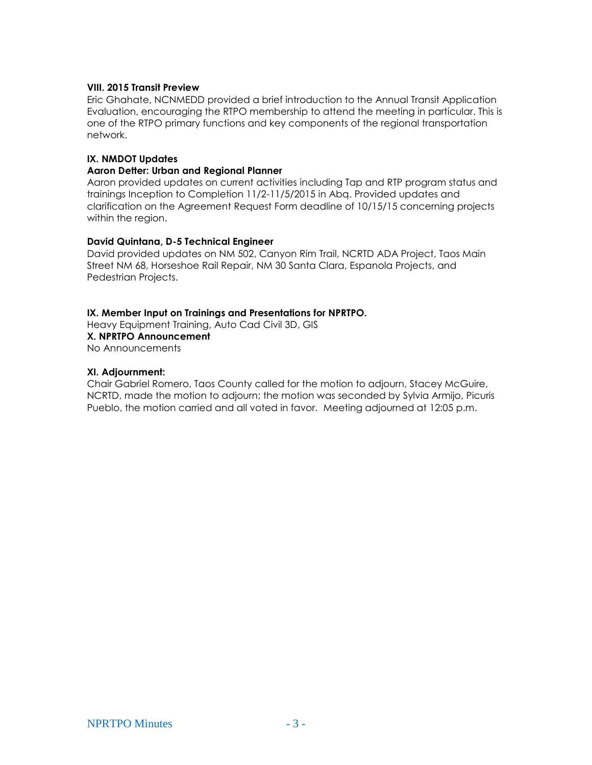**VIII. 2015 Transit Preview**

Eric Ghahate, NCNMEDD provided a brief introduction to the Annual Transit Application Evaluation, encouraging the RTPO membership to attend the meeting in particular. This is one of the RTPO primary functions and key components of the regional transportation network.

**IX. NMDOT Updates**

**Aaron Detter: Urban and Regional Planner**

Aaron provided updates on current activities including Tap and RTP program status and trainings Inception to Completion 11/2-11/5/2015 in Abq. Provided updates and clarification on the Agreement Request Form deadline of 10/15/15 concerning projects within the region.

**David Quintana, D-5 Technical Engineer**

David provided updates on NM 502, Canyon Rim Trail, NCRTD ADA Project, Taos Main Street NM 68, Horseshoe Rail Repair, NM 30 Santa Clara, Espanola Projects, and Pedestrian Projects.

**IX. Member Input on Trainings and Presentations for NPRTPO.**

Heavy Equipment Training, Auto Cad Civil 3D, GIS

**X. NPRTPO Announcement**

No Announcements

**XI. Adjournment:**

Chair Gabriel Romero, Taos County called for the motion to adjourn, Stacey McGuire, NCRTD, made the motion to adjourn; the motion was seconded by Sylvia Armijo, Picuris Pueblo, the motion carried and all voted in favor. Meeting adjourned at 12:05 p.m.